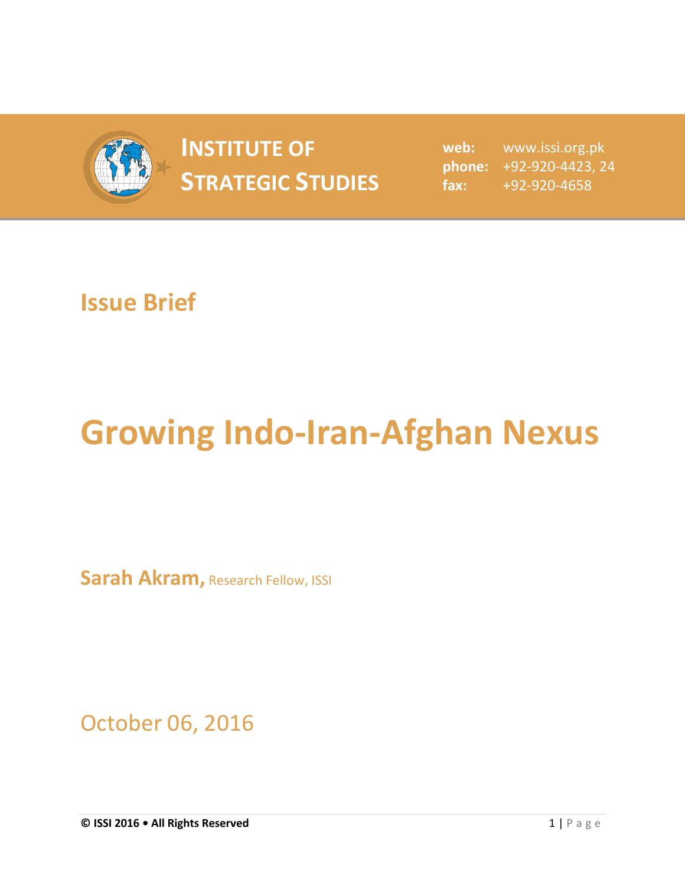**INSTITUTE OF STRATEGIC STUDIES**

**web:** www.issi.org.pk
**phone:** +92-920-4423, 24
**fax:** +92-920-4658

## Issue Brief

# Growing Indo-Iran-Afghan Nexus

**Sarah Akram,** Research Fellow, ISSI

October 06, 2016

**© ISSI 2016 • All Rights Reserved**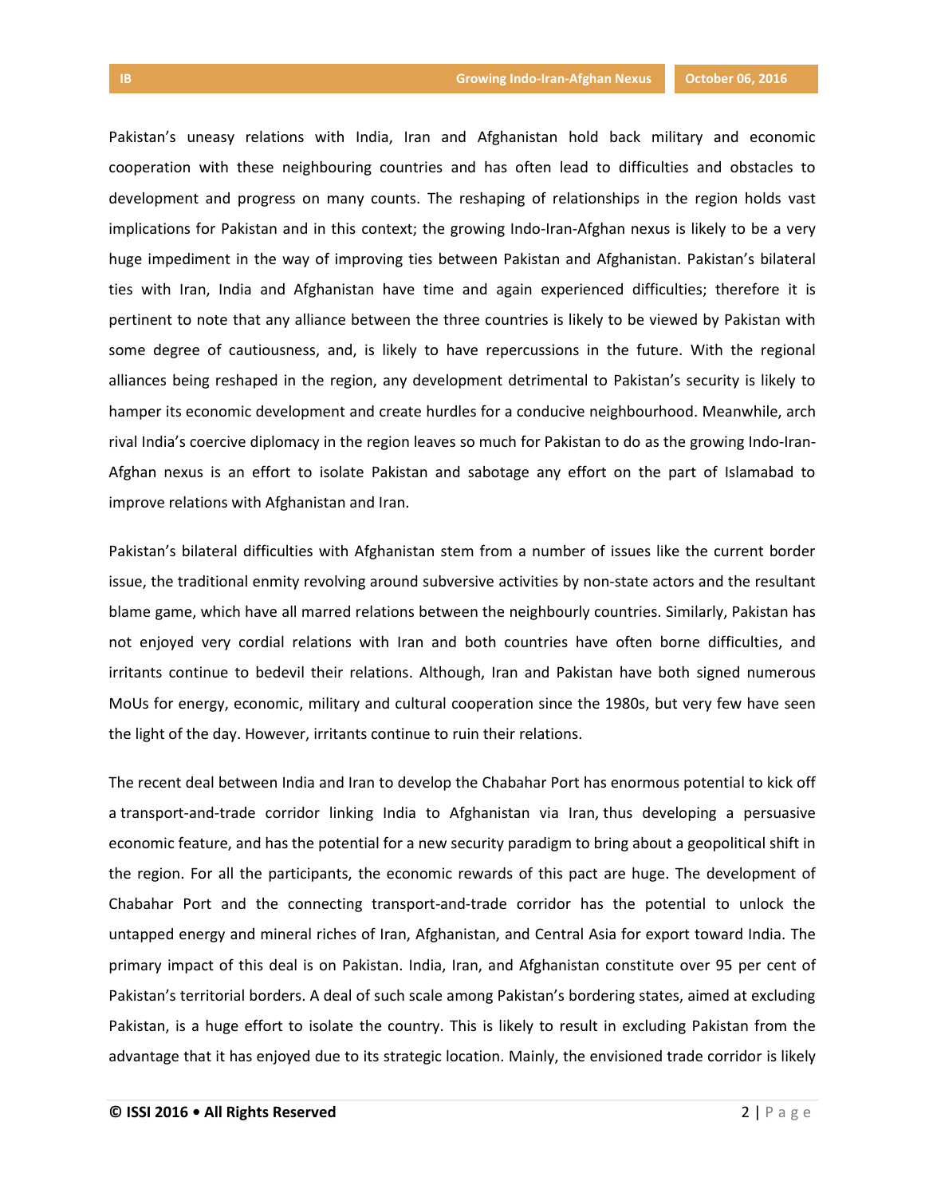Pakistan's uneasy relations with India, Iran and Afghanistan hold back military and economic cooperation with these neighbouring countries and has often lead to difficulties and obstacles to development and progress on many counts. The reshaping of relationships in the region holds vast implications for Pakistan and in this context; the growing Indo-Iran-Afghan nexus is likely to be a very huge impediment in the way of improving ties between Pakistan and Afghanistan. Pakistan's bilateral ties with Iran, India and Afghanistan have time and again experienced difficulties; therefore it is pertinent to note that any alliance between the three countries is likely to be viewed by Pakistan with some degree of cautiousness, and, is likely to have repercussions in the future. With the regional alliances being reshaped in the region, any development detrimental to Pakistan's security is likely to hamper its economic development and create hurdles for a conducive neighbourhood. Meanwhile, arch rival India's coercive diplomacy in the region leaves so much for Pakistan to do as the growing Indo-Iran-Afghan nexus is an effort to isolate Pakistan and sabotage any effort on the part of Islamabad to improve relations with Afghanistan and Iran.

Pakistan's bilateral difficulties with Afghanistan stem from a number of issues like the current border issue, the traditional enmity revolving around subversive activities by non-state actors and the resultant blame game, which have all marred relations between the neighbourly countries. Similarly, Pakistan has not enjoyed very cordial relations with Iran and both countries have often borne difficulties, and irritants continue to bedevil their relations. Although, Iran and Pakistan have both signed numerous MoUs for energy, economic, military and cultural cooperation since the 1980s, but very few have seen the light of the day. However, irritants continue to ruin their relations.

The recent deal between India and Iran to develop the Chabahar Port has enormous potential to kick off a transport-and-trade corridor linking India to Afghanistan via Iran, thus developing a persuasive economic feature, and has the potential for a new security paradigm to bring about a geopolitical shift in the region. For all the participants, the economic rewards of this pact are huge. The development of Chabahar Port and the connecting transport-and-trade corridor has the potential to unlock the untapped energy and mineral riches of Iran, Afghanistan, and Central Asia for export toward India. The primary impact of this deal is on Pakistan. India, Iran, and Afghanistan constitute over 95 per cent of Pakistan's territorial borders. A deal of such scale among Pakistan's bordering states, aimed at excluding Pakistan, is a huge effort to isolate the country. This is likely to result in excluding Pakistan from the advantage that it has enjoyed due to its strategic location. Mainly, the envisioned trade corridor is likely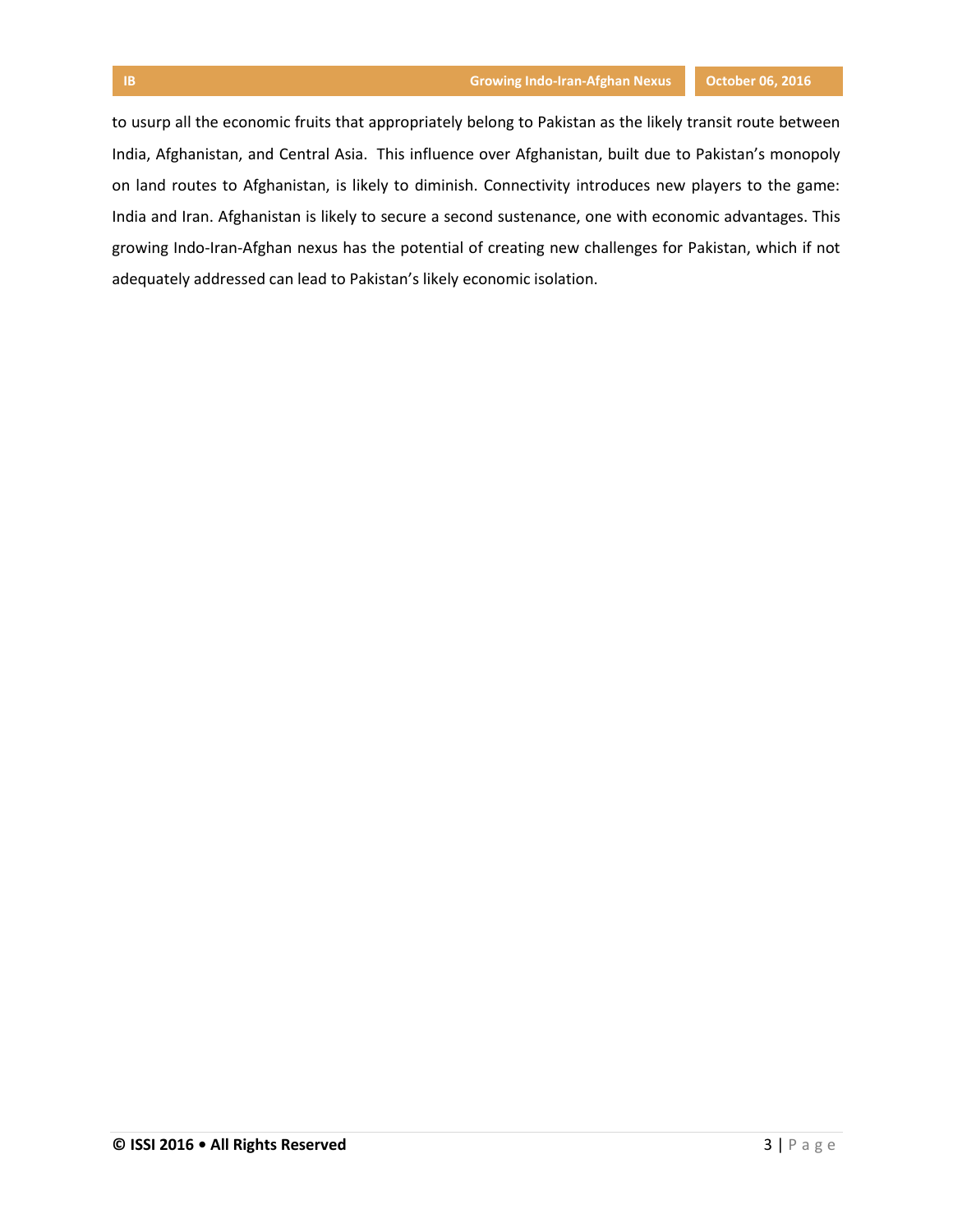to usurp all the economic fruits that appropriately belong to Pakistan as the likely transit route between India, Afghanistan, and Central Asia. This influence over Afghanistan, built due to Pakistan's monopoly on land routes to Afghanistan, is likely to diminish. Connectivity introduces new players to the game: India and Iran. Afghanistan is likely to secure a second sustenance, one with economic advantages. This growing Indo-Iran-Afghan nexus has the potential of creating new challenges for Pakistan, which if not adequately addressed can lead to Pakistan's likely economic isolation.